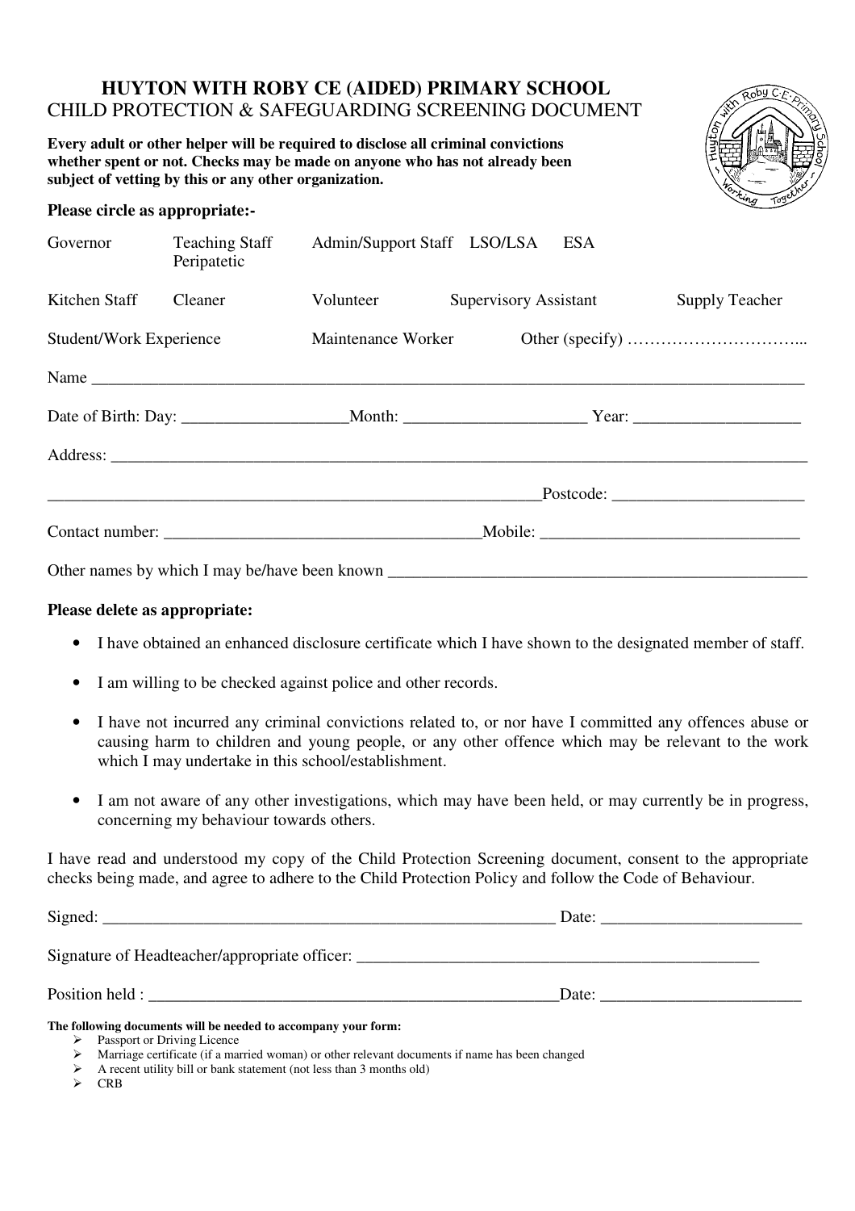# HUYTON WITH ROBY CE (AIDED) PRIMARY SCHOOL

## CHILD PROTECTION & SAFEGUARDING SCREENING DOCUMENT

**Every adult or other helper will be required to disclose all criminal convictions whether spent or not. Checks may be made on anyone who has not already been subject of vetting by this or any other organization.**

**Please circle as appropriate:-**

Governor    Teaching Staff Peripatetic    Admin/Support Staff    LSO/LSA    ESA

Kitchen Staff    Cleaner    Volunteer    Supervisory Assistant    Supply Teacher

Student/Work Experience    Maintenance Worker    Other (specify) …………………………...

Name ___________________________________________________________________________

Date of Birth: Day: ___________________Month: _____________________ Year: ___________________

Address: _________________________________________________________________________

____________________________________________________________Postcode: ______________________

Contact number: _____________________________________Mobile: ______________________________

Other names by which I may be/have been known ______________________________________________

**Please delete as appropriate:**

- I have obtained an enhanced disclosure certificate which I have shown to the designated member of staff.
- I am willing to be checked against police and other records.
- I have not incurred any criminal convictions related to, or nor have I committed any offences abuse or causing harm to children and young people, or any other offence which may be relevant to the work which I may undertake in this school/establishment.
- I am not aware of any other investigations, which may have been held, or may currently be in progress, concerning my behaviour towards others.

I have read and understood my copy of the Child Protection Screening document, consent to the appropriate checks being made, and agree to adhere to the Child Protection Policy and follow the Code of Behaviour.

Signed: _______________________________________________________ Date: _______________________

Signature of Headteacher/appropriate officer: __________________________________________________

Position held : __________________________________________________Date: _______________________

**The following documents will be needed to accompany your form:**

- Passport or Driving Licence
- Marriage certificate (if a married woman) or other relevant documents if name has been changed
- A recent utility bill or bank statement (not less than 3 months old)
- CRB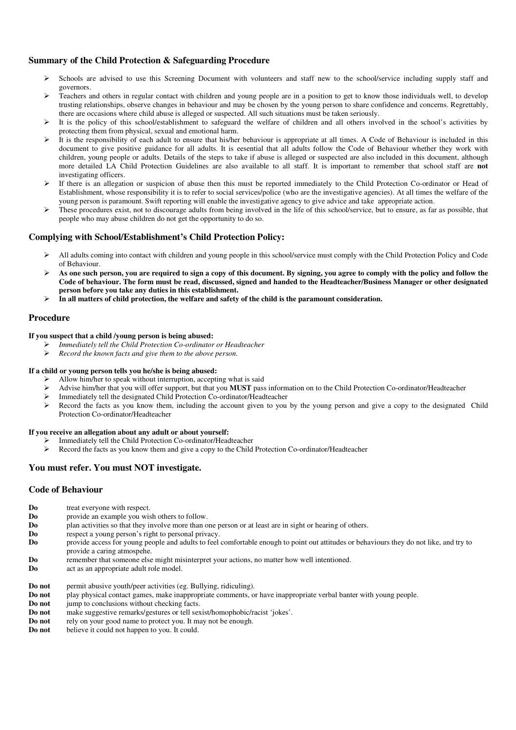## Summary of the Child Protection & Safeguarding Procedure

- Schools are advised to use this Screening Document with volunteers and staff new to the school/service including supply staff and governors.
- Teachers and others in regular contact with children and young people are in a position to get to know those individuals well, to develop trusting relationships, observe changes in behaviour and may be chosen by the young person to share confidence and concerns. Regrettably, there are occasions where child abuse is alleged or suspected. All such situations must be taken seriously.
- It is the policy of this school/establishment to safeguard the welfare of children and all others involved in the school's activities by protecting them from physical, sexual and emotional harm.
- It is the responsibility of each adult to ensure that his/her behaviour is appropriate at all times. A Code of Behaviour is included in this document to give positive guidance for all adults. It is eessential that all adults follow the Code of Behaviour whether they work with children, young people or adults. Details of the steps to take if abuse is alleged or suspected are also included in this document, although more detailed LA Child Protection Guidelines are also available to all staff. It is important to remember that school staff are **not** investigating officers.
- If there is an allegation or suspicion of abuse then this must be reported immediately to the Child Protection Co-ordinator or Head of Establishment, whose responsibility it is to refer to social services/police (who are the investigative agencies). At all times the welfare of the young person is paramount. Swift reporting will enable the investigative agency to give advice and take appropriate action.
- These procedures exist, not to discourage adults from being involved in the life of this school/service, but to ensure, as far as possible, that people who may abuse children do not get the opportunity to do so.

## Complying with School/Establishment's Child Protection Policy:

- All adults coming into contact with children and young people in this school/service must comply with the Child Protection Policy and Code of Behaviour.
- **As one such person, you are required to sign a copy of this document. By signing, you agree to comply with the policy and follow the Code of behaviour. The form must be read, discussed, signed and handed to the Headteacher/Business Manager or other designated person before you take any duties in this establishment.**
- **In all matters of child protection, the welfare and safety of the child is the paramount consideration.**

## Procedure

**If you suspect that a child /young person is being abused:**

- *Immediately tell the Child Protection Co-ordinator or Headteacher*
- *Record the known facts and give them to the above person.*

**If a child or young person tells you he/she is being abused:**

- Allow him/her to speak without interruption, accepting what is said
- Advise him/her that you will offer support, but that you **MUST** pass information on to the Child Protection Co-ordinator/Headteacher
- Immediately tell the designated Child Protection Co-ordinator/Headteacher
- Record the facts as you know them, including the account given to you by the young person and give a copy to the designated Child Protection Co-ordinator/Headteacher

**If you receive an allegation about any adult or about yourself:**

- Immediately tell the Child Protection Co-ordinator/Headteacher
- Record the facts as you know them and give a copy to the Child Protection Co-ordinator/Headteacher

## You must refer. You must NOT investigate.

## Code of Behaviour

**Do** treat everyone with respect.
**Do** provide an example you wish others to follow.
**Do** plan activities so that they involve more than one person or at least are in sight or hearing of others.
**Do** respect a young person's right to personal privacy.
**Do** provide access for young people and adults to feel comfortable enough to point out attitudes or behaviours they do not like, and try to provide a caring atmospehe.
**Do** remember that someone else might misinterpret your actions, no matter how well intentioned.
**Do** act as an appropriate adult role model.

**Do not** permit abusive youth/peer activities (eg. Bullying, ridiculing).
**Do not** play physical contact games, make inappropriate comments, or have inappropriate verbal banter with young people.
**Do not** jump to conclusions without checking facts.
**Do not** make suggestive remarks/gestures or tell sexist/homophobic/racist 'jokes'.
**Do not** rely on your good name to protect you. It may not be enough.
**Do not** believe it could not happen to you. It could.